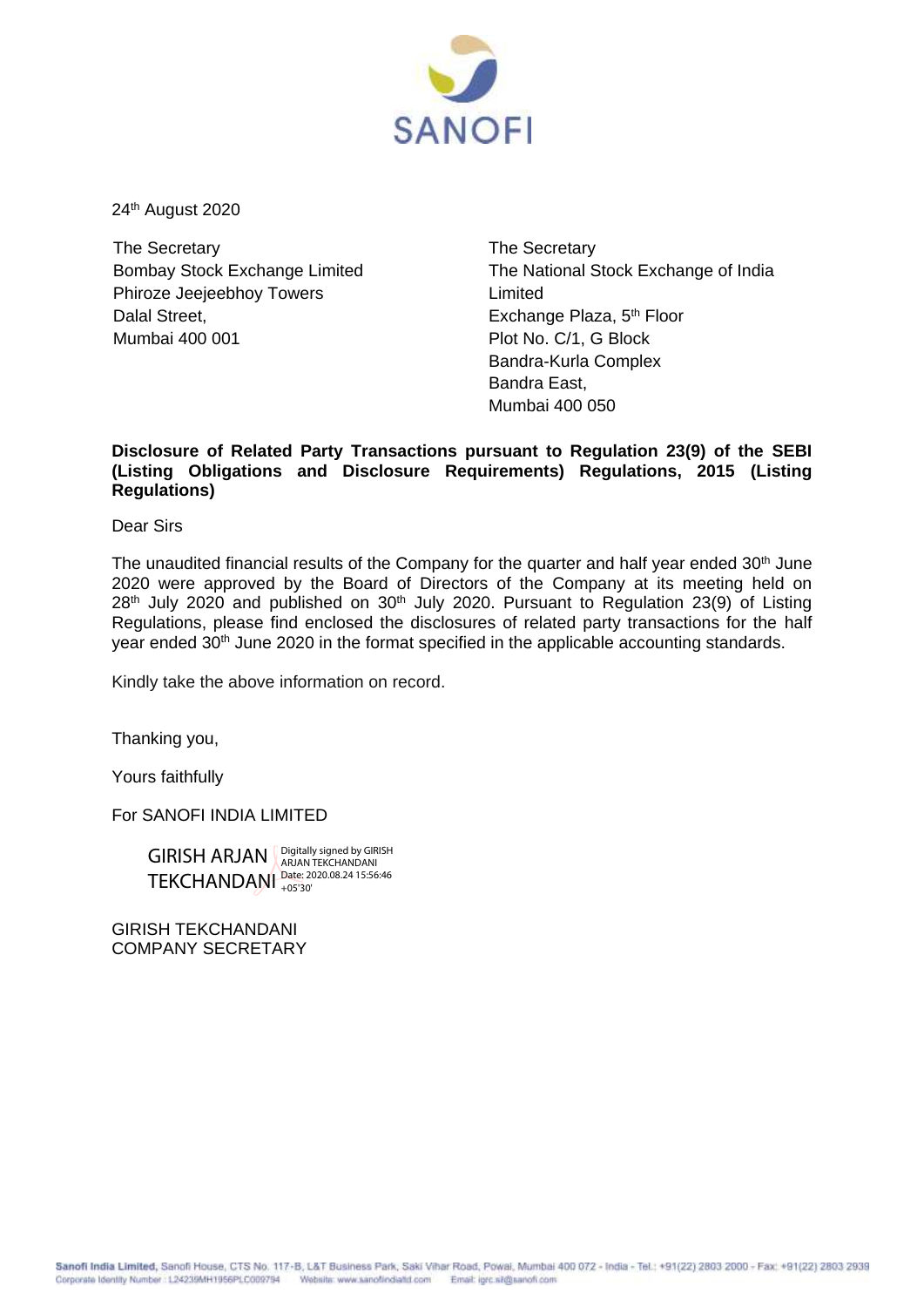SANOFI

24th August 2020

The Secretary
Bombay Stock Exchange Limited
Phiroze Jeejeebhoy Towers
Dalal Street,
Mumbai 400 001

The Secretary
The National Stock Exchange of India Limited
Exchange Plaza, 5th Floor
Plot No. C/1, G Block
Bandra-Kurla Complex
Bandra East,
Mumbai 400 050

**Disclosure of Related Party Transactions pursuant to Regulation 23(9) of the SEBI (Listing Obligations and Disclosure Requirements) Regulations, 2015 (Listing Regulations)**

Dear Sirs

The unaudited financial results of the Company for the quarter and half year ended 30th June 2020 were approved by the Board of Directors of the Company at its meeting held on 28th July 2020 and published on 30th July 2020. Pursuant to Regulation 23(9) of Listing Regulations, please find enclosed the disclosures of related party transactions for the half year ended 30th June 2020 in the format specified in the applicable accounting standards.

Kindly take the above information on record.

Thanking you,

Yours faithfully

For SANOFI INDIA LIMITED

GIRISH ARJAN TEKCHANDANI
Digitally signed by GIRISH ARJAN TEKCHANDANI
Date: 2020.08.24 15:56:46 +05'30'

GIRISH TEKCHANDANI
COMPANY SECRETARY

**Sanofi India Limited**, Sanofi House, CTS No. 117-B, L&T Business Park, Saki Vihar Road, Powai, Mumbai 400 072 - India - Tel.: +91(22) 2803 2000 - Fax: +91(22) 2803 2939
Corporate Identity Number : L24239MH1956PLC009794 Website: www.sanofiindialtd.com Email: igrc.sil@sanofi.com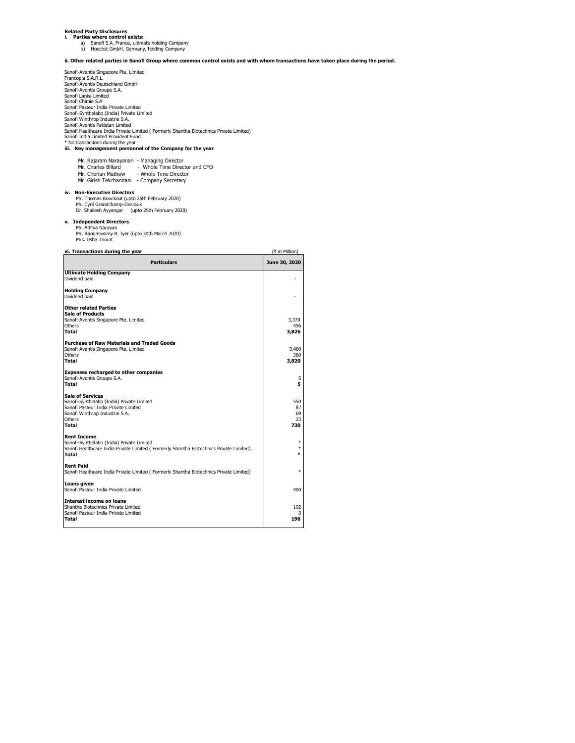**Related Party Disclosures**

**i. Parties where control exists:**

a) Sanofi S.A. France, ultimate holding Company
b) Hoechst GmbH, Germany, holding Company

**ii. Other related parties in Sanofi Group where common control exists and with whom transactions have taken place during the period.**

Sanofi-Aventis Singapore Pte. Limited
Francopia S.A.R.L.
Sanofi-Aventis Deutschland GmbH
Sanofi-Aventis Groupe S.A.
Sanofi Lanka Limited
Sanofi Chimie S.A
Sanofi Pasteur India Private Limited
Sanofi-Synthelabo (India) Private Limited
Sanofi Winthrop Industrie S.A.
Sanofi-Aventis Pakistan Limited
Sanofi Healthcare India Private Limited ( Formerly Shantha Biotechnics Private Limited)
Sanofi India Limited Provident Fund
* No transactions during the year

**iii. Key management personnel of the Company for the year**

Mr. Rajaram Narayanan - Managing Director
Mr. Charles Billard - Whole Time Director and CFO
Mr. Cherian Mathew - Whole Time Director
Mr. Girish Tekchandani - Company Secretary

**iv. Non-Executive Directors**

Mr. Thomas Rouckout (upto 25th February 2020)
Mr. Cyril Grandchamp-Desraux
Dr. Shailesh Ayyangar (upto 25th February 2020)

**v. Independent Directors**

Mr. Aditya Narayan
Mr. Rangaswamy R. Iyer (upto 30th March 2020)
Mrs. Usha Thorat

**vi. Transactions during the year** (₹ in Million)

| Particulars | June 30, 2020 |
|---|---|
| **Ultimate Holding Company** | |
| Dividend paid | - |
| **Holding Company** | |
| Dividend paid | - |
| **Other related Parties** | |
| **Sale of Products** | |
| Sanofi-Aventis Singapore Pte. Limited | 3,370 |
| Others | 456 |
| **Total** | **3,826** |
| **Purchase of Raw Materials and Traded Goods** | |
| Sanofi-Aventis Singapore Pte. Limited | 3,460 |
| Others | 360 |
| **Total** | **3,820** |
| **Expenses recharged to other companies** | |
| Sanofi-Aventis Groupe S.A. | 5 |
| **Total** | **5** |
| **Sale of Services** | |
| Sanofi-Synthelabo (India) Private Limited | 550 |
| Sanofi Pasteur India Private Limited | 87 |
| Sanofi Winthrop Industrie S.A. | 69 |
| Others | 23 |
| **Total** | **730** |
| **Rent Income** | |
| Sanofi-Synthelabo (India) Private Limited | * |
| Sanofi Healthcare India Private Limited ( Formerly Shantha Biotechnics Private Limited) | * |
| **Total** | * |
| **Rent Paid** | |
| Sanofi Healthcare India Private Limited ( Formerly Shantha Biotechnics Private Limited) | * |
| **Loans given** | |
| Sanofi Pasteur India Private Limited | 400 |
| **Interest income on loans** | |
| Shantha Biotechnics Private Limited | 192 |
| Sanofi Pasteur India Private Limited | 3 |
| **Total** | **196** |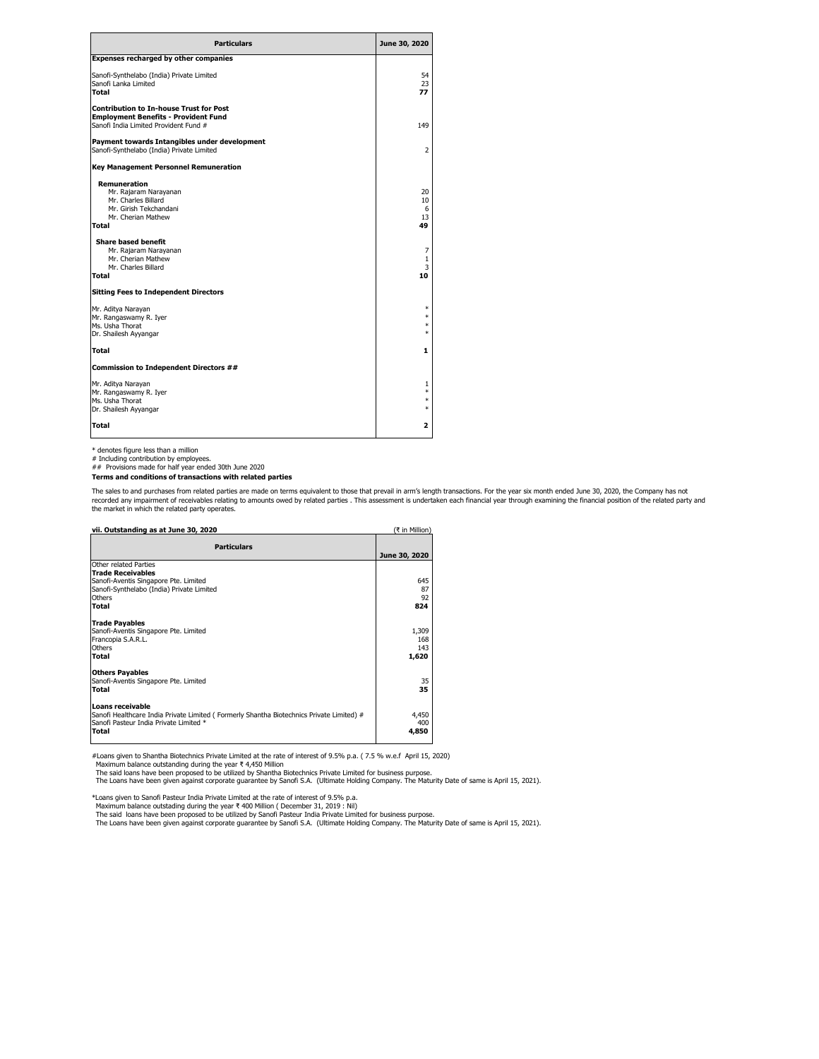| Particulars | June 30, 2020 |
|---|---|
| **Expenses recharged by other companies** | |
| Sanofi-Synthelabo (India) Private Limited | 54 |
| Sanofi Lanka Limited | 23 |
| **Total** | **77** |
| **Contribution to In-house Trust for Post Employment Benefits - Provident Fund** | |
| Sanofi India Limited Provident Fund # | 149 |
| **Payment towards Intangibles under development** | |
| Sanofi-Synthelabo (India) Private Limited | 2 |
| **Key Management Personnel Remuneration** | |
| **Remuneration** | |
| Mr. Rajaram Narayanan | 20 |
| Mr. Charles Billard | 10 |
| Mr. Girish Tekchandani | 6 |
| Mr. Cherian Mathew | 13 |
| **Total** | **49** |
| **Share based benefit** | |
| Mr. Rajaram Narayanan | 7 |
| Mr. Cherian Mathew | 1 |
| Mr. Charles Billard | 3 |
| **Total** | **10** |
| **Sitting Fees to Independent Directors** | |
| Mr. Aditya Narayan | * |
| Mr. Rangaswamy R. Iyer | * |
| Ms. Usha Thorat | * |
| Dr. Shailesh Ayyangar | * |
| **Total** | **1** |
| **Commission to Independent Directors ##** | |
| Mr. Aditya Narayan | 1 |
| Mr. Rangaswamy R. Iyer | * |
| Ms. Usha Thorat | * |
| Dr. Shailesh Ayyangar | * |
| **Total** | **2** |

* denotes figure less than a million
# Including contribution by employees.
## Provisions made for half year ended 30th June 2020

**Terms and conditions of transactions with related parties**

The sales to and purchases from related parties are made on terms equivalent to those that prevail in arm's length transactions. For the year six month ended June 30, 2020, the Company has not recorded any impairment of receivables relating to amounts owed by related parties . This assessment is undertaken each financial year through examining the financial position of the related party and the market in which the related party operates.

**vii. Outstanding as at June 30, 2020** (₹ in Million)

| Particulars | June 30, 2020 |
|---|---|
| Other related Parties | |
| **Trade Receivables** | |
| Sanofi-Aventis Singapore Pte. Limited | 645 |
| Sanofi-Synthelabo (India) Private Limited | 87 |
| Others | 92 |
| **Total** | **824** |
| **Trade Payables** | |
| Sanofi-Aventis Singapore Pte. Limited | 1,309 |
| Francopia S.A.R.L. | 168 |
| Others | 143 |
| **Total** | **1,620** |
| **Others Payables** | |
| Sanofi-Aventis Singapore Pte. Limited | 35 |
| **Total** | **35** |
| **Loans receivable** | |
| Sanofi Healthcare India Private Limited ( Formerly Shantha Biotechnics Private Limited) # | 4,450 |
| Sanofi Pasteur India Private Limited * | 400 |
| **Total** | **4,850** |

#Loans given to Shantha Biotechnics Private Limited at the rate of interest of 9.5% p.a. ( 7.5 % w.e.f April 15, 2020)
Maximum balance outstanding during the year ₹ 4,450 Million
The said loans have been proposed to be utilized by Shantha Biotechnics Private Limited for business purpose.
The Loans have been given against corporate guarantee by Sanofi S.A. (Ultimate Holding Company. The Maturity Date of same is April 15, 2021).

*Loans given to Sanofi Pasteur India Private Limited at the rate of interest of 9.5% p.a.
Maximum balance outstading during the year ₹ 400 Million ( December 31, 2019 : Nil)
The said loans have been proposed to be utilized by Sanofi Pasteur India Private Limited for business purpose.
The Loans have been given against corporate guarantee by Sanofi S.A. (Ultimate Holding Company. The Maturity Date of same is April 15, 2021).